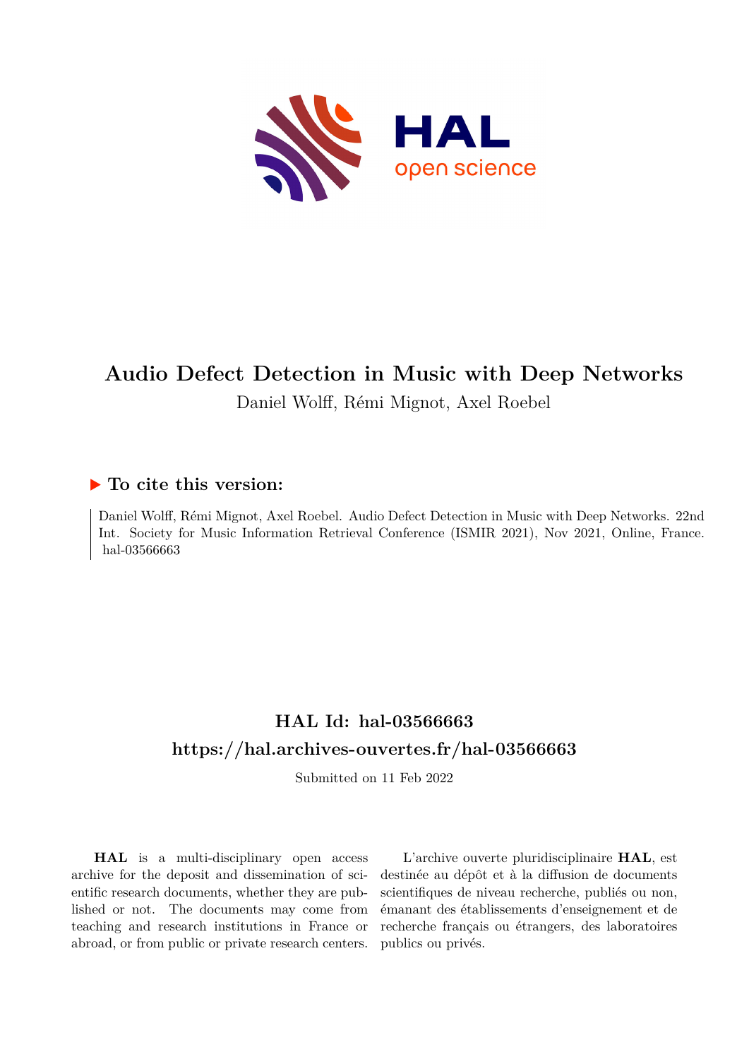# Audio Defect Detection in Music with Deep Networks

Daniel Wolff, Rémi Mignot, Axel Roebel

## ▶ To cite this version:

Daniel Wolff, Rémi Mignot, Axel Roebel. Audio Defect Detection in Music with Deep Networks. 22nd Int. Society for Music Information Retrieval Conference (ISMIR 2021), Nov 2021, Online, France. hal-03566663

## HAL Id: hal-03566663

## https://hal.archives-ouvertes.fr/hal-03566663

Submitted on 11 Feb 2022

**HAL** is a multi-disciplinary open access archive for the deposit and dissemination of scientific research documents, whether they are published or not. The documents may come from teaching and research institutions in France or abroad, or from public or private research centers.

L'archive ouverte pluridisciplinaire **HAL**, est destinée au dépôt et à la diffusion de documents scientifiques de niveau recherche, publiés ou non, émanant des établissements d'enseignement et de recherche français ou étrangers, des laboratoires publics ou privés.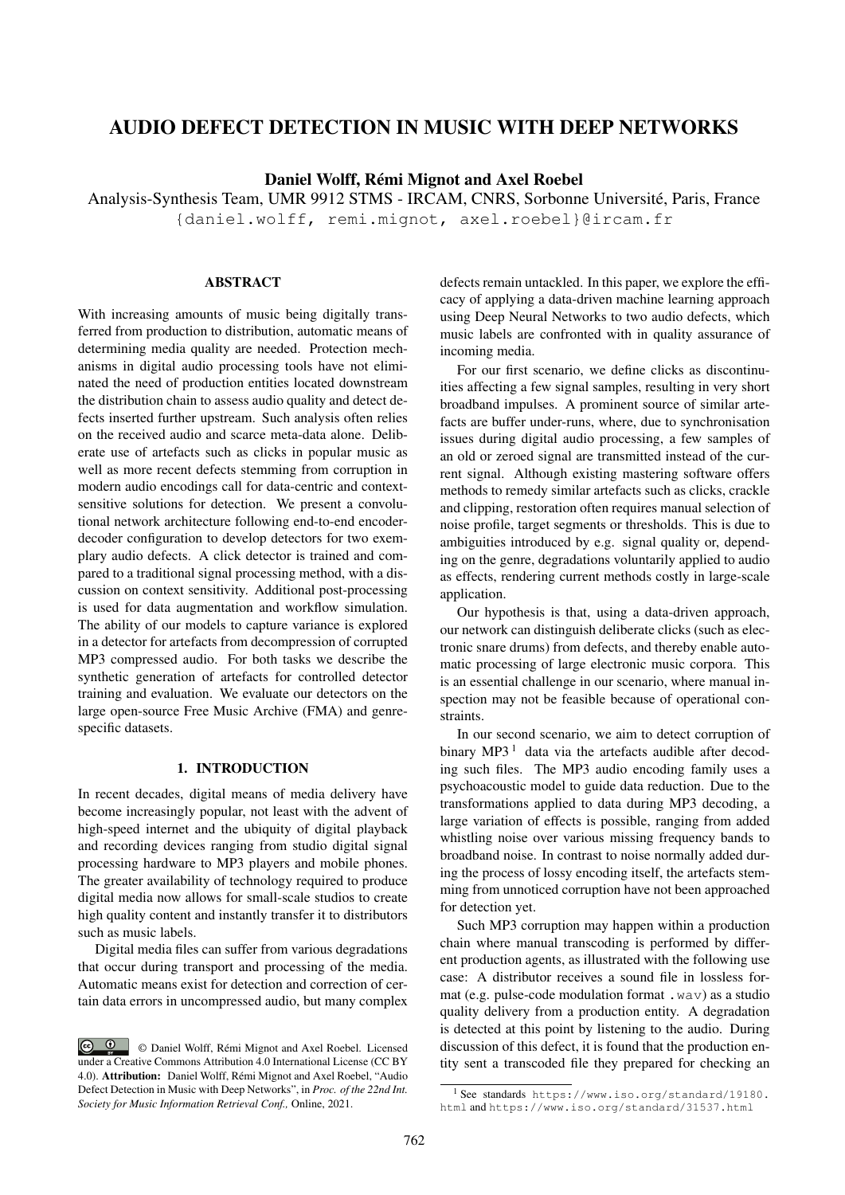# AUDIO DEFECT DETECTION IN MUSIC WITH DEEP NETWORKS

**Daniel Wolff, Rémi Mignot and Axel Roebel**

Analysis-Synthesis Team, UMR 9912 STMS - IRCAM, CNRS, Sorbonne Université, Paris, France

{daniel.wolff, remi.mignot, axel.roebel}@ircam.fr

## ABSTRACT

With increasing amounts of music being digitally transferred from production to distribution, automatic means of determining media quality are needed. Protection mechanisms in digital audio processing tools have not eliminated the need of production entities located downstream the distribution chain to assess audio quality and detect defects inserted further upstream. Such analysis often relies on the received audio and scarce meta-data alone. Deliberate use of artefacts such as clicks in popular music as well as more recent defects stemming from corruption in modern audio encodings call for data-centric and context-sensitive solutions for detection. We present a convolutional network architecture following end-to-end encoder-decoder configuration to develop detectors for two exemplary audio defects. A click detector is trained and compared to a traditional signal processing method, with a discussion on context sensitivity. Additional post-processing is used for data augmentation and workflow simulation. The ability of our models to capture variance is explored in a detector for artefacts from decompression of corrupted MP3 compressed audio. For both tasks we describe the synthetic generation of artefacts for controlled detector training and evaluation. We evaluate our detectors on the large open-source Free Music Archive (FMA) and genre-specific datasets.

## 1. INTRODUCTION

In recent decades, digital means of media delivery have become increasingly popular, not least with the advent of high-speed internet and the ubiquity of digital playback and recording devices ranging from studio digital signal processing hardware to MP3 players and mobile phones. The greater availability of technology required to produce digital media now allows for small-scale studios to create high quality content and instantly transfer it to distributors such as music labels.

Digital media files can suffer from various degradations that occur during transport and processing of the media. Automatic means exist for detection and correction of certain data errors in uncompressed audio, but many complex defects remain untackled. In this paper, we explore the efficacy of applying a data-driven machine learning approach using Deep Neural Networks to two audio defects, which music labels are confronted with in quality assurance of incoming media.

For our first scenario, we define clicks as discontinuities affecting a few signal samples, resulting in very short broadband impulses. A prominent source of similar artefacts are buffer under-runs, where, due to synchronisation issues during digital audio processing, a few samples of an old or zeroed signal are transmitted instead of the current signal. Although existing mastering software offers methods to remedy similar artefacts such as clicks, crackle and clipping, restoration often requires manual selection of noise profile, target segments or thresholds. This is due to ambiguities introduced by e.g. signal quality or, depending on the genre, degradations voluntarily applied to audio as effects, rendering current methods costly in large-scale application.

Our hypothesis is that, using a data-driven approach, our network can distinguish deliberate clicks (such as electronic snare drums) from defects, and thereby enable automatic processing of large electronic music corpora. This is an essential challenge in our scenario, where manual inspection may not be feasible because of operational constraints.

In our second scenario, we aim to detect corruption of binary MP3 [1] data via the artefacts audible after decoding such files. The MP3 audio encoding family uses a psychoacoustic model to guide data reduction. Due to the transformations applied to data during MP3 decoding, a large variation of effects is possible, ranging from added whistling noise over various missing frequency bands to broadband noise. In contrast to noise normally added during the process of lossy encoding itself, the artefacts stemming from unnoticed corruption have not been approached for detection yet.

Such MP3 corruption may happen within a production chain where manual transcoding is performed by different production agents, as illustrated with the following use case: A distributor receives a sound file in lossless format (e.g. pulse-code modulation format .wav) as a studio quality delivery from a production entity. A degradation is detected at this point by listening to the audio. During discussion of this defect, it is found that the production entity sent a transcoded file they prepared for checking an

[1] See standards https://www.iso.org/standard/19180.html and https://www.iso.org/standard/31537.html

© Daniel Wolff, Rémi Mignot and Axel Roebel. Licensed under a Creative Commons Attribution 4.0 International License (CC BY 4.0). **Attribution:** Daniel Wolff, Rémi Mignot and Axel Roebel, "Audio Defect Detection in Music with Deep Networks", in *Proc. of the 22nd Int. Society for Music Information Retrieval Conf.,* Online, 2021.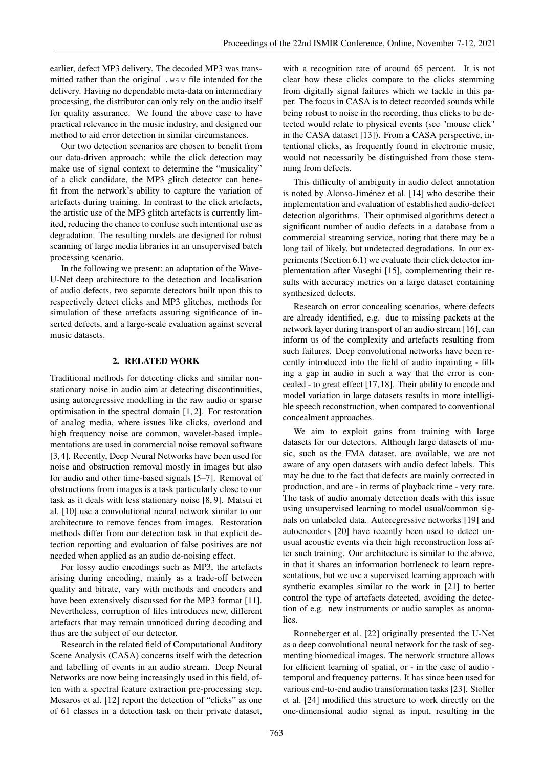earlier, defect MP3 delivery. The decoded MP3 was transmitted rather than the original `.wav` file intended for the delivery. Having no dependable meta-data on intermediary processing, the distributor can only rely on the audio itself for quality assurance. We found the above case to have practical relevance in the music industry, and designed our method to aid error detection in similar circumstances.

Our two detection scenarios are chosen to benefit from our data-driven approach: while the click detection may make use of signal context to determine the "musicality" of a click candidate, the MP3 glitch detector can benefit from the network's ability to capture the variation of artefacts during training. In contrast to the click artefacts, the artistic use of the MP3 glitch artefacts is currently limited, reducing the chance to confuse such intentional use as degradation. The resulting models are designed for robust scanning of large media libraries in an unsupervised batch processing scenario.

In the following we present: an adaptation of the Wave-U-Net deep architecture to the detection and localisation of audio defects, two separate detectors built upon this to respectively detect clicks and MP3 glitches, methods for simulation of these artefacts assuring significance of inserted defects, and a large-scale evaluation against several music datasets.

## 2. RELATED WORK

Traditional methods for detecting clicks and similar non-stationary noise in audio aim at detecting discontinuities, using autoregressive modelling in the raw audio or sparse optimisation in the spectral domain [1, 2]. For restoration of analog media, where issues like clicks, overload and high frequency noise are common, wavelet-based implementations are used in commercial noise removal software [3,4]. Recently, Deep Neural Networks have been used for noise and obstruction removal mostly in images but also for audio and other time-based signals [5–7]. Removal of obstructions from images is a task particularly close to our task as it deals with less stationary noise [8, 9]. Matsui et al. [10] use a convolutional neural network similar to our architecture to remove fences from images. Restoration methods differ from our detection task in that explicit detection reporting and evaluation of false positives are not needed when applied as an audio de-noising effect.

For lossy audio encodings such as MP3, the artefacts arising during encoding, mainly as a trade-off between quality and bitrate, vary with methods and encoders and have been extensively discussed for the MP3 format [11]. Nevertheless, corruption of files introduces new, different artefacts that may remain unnoticed during decoding and thus are the subject of our detector.

Research in the related field of Computational Auditory Scene Analysis (CASA) concerns itself with the detection and labelling of events in an audio stream. Deep Neural Networks are now being increasingly used in this field, often with a spectral feature extraction pre-processing step. Mesaros et al. [12] report the detection of "clicks" as one of 61 classes in a detection task on their private dataset, with a recognition rate of around 65 percent. It is not clear how these clicks compare to the clicks stemming from digitally signal failures which we tackle in this paper. The focus in CASA is to detect recorded sounds while being robust to noise in the recording, thus clicks to be detected would relate to physical events (see "mouse click" in the CASA dataset [13]). From a CASA perspective, intentional clicks, as frequently found in electronic music, would not necessarily be distinguished from those stemming from defects.

This difficulty of ambiguity in audio defect annotation is noted by Alonso-Jiménez et al. [14] who describe their implementation and evaluation of established audio-defect detection algorithms. Their optimised algorithms detect a significant number of audio defects in a database from a commercial streaming service, noting that there may be a long tail of likely, but undetected degradations. In our experiments (Section 6.1) we evaluate their click detector implementation after Vaseghi [15], complementing their results with accuracy metrics on a large dataset containing synthesized defects.

Research on error concealing scenarios, where defects are already identified, e.g. due to missing packets at the network layer during transport of an audio stream [16], can inform us of the complexity and artefacts resulting from such failures. Deep convolutional networks have been recently introduced into the field of audio inpainting - filling a gap in audio in such a way that the error is concealed - to great effect [17, 18]. Their ability to encode and model variation in large datasets results in more intelligible speech reconstruction, when compared to conventional concealment approaches.

We aim to exploit gains from training with large datasets for our detectors. Although large datasets of music, such as the FMA dataset, are available, we are not aware of any open datasets with audio defect labels. This may be due to the fact that defects are mainly corrected in production, and are - in terms of playback time - very rare. The task of audio anomaly detection deals with this issue using unsupervised learning to model usual/common signals on unlabeled data. Autoregressive networks [19] and autoencoders [20] have recently been used to detect unusual acoustic events via their high reconstruction loss after such training. Our architecture is similar to the above, in that it shares an information bottleneck to learn representations, but we use a supervised learning approach with synthetic examples similar to the work in [21] to better control the type of artefacts detected, avoiding the detection of e.g. new instruments or audio samples as anomalies.

Ronneberger et al. [22] originally presented the U-Net as a deep convolutional neural network for the task of segmenting biomedical images. The network structure allows for efficient learning of spatial, or - in the case of audio - temporal and frequency patterns. It has since been used for various end-to-end audio transformation tasks [23]. Stoller et al. [24] modified this structure to work directly on the one-dimensional audio signal as input, resulting in the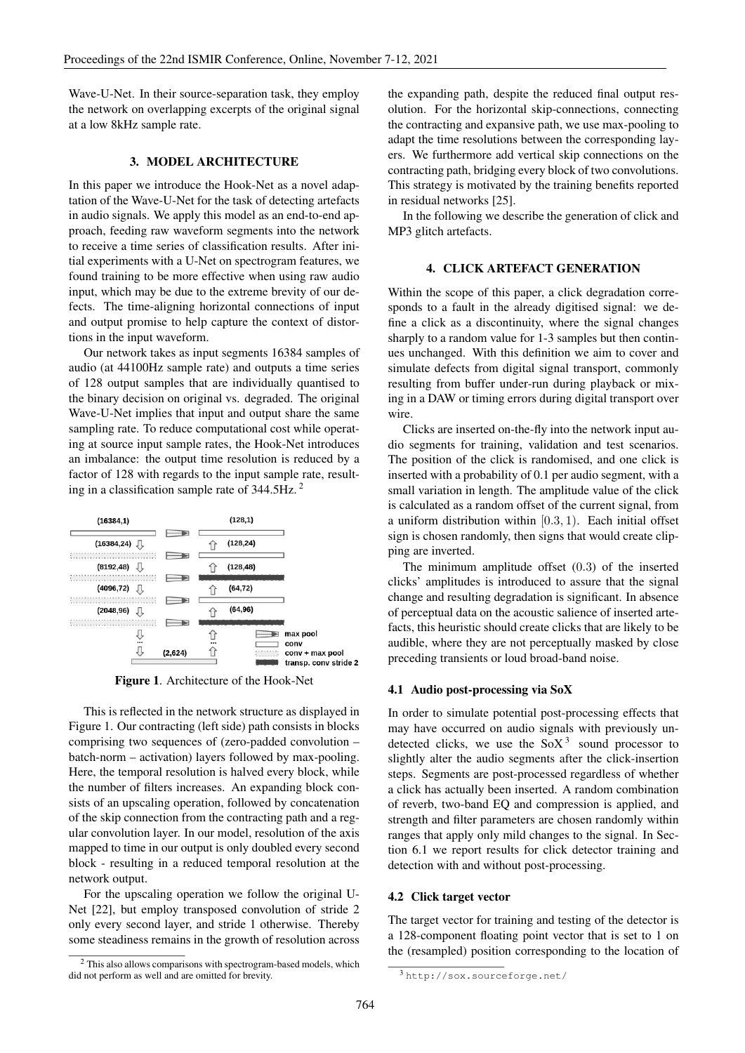Wave-U-Net. In their source-separation task, they employ the network on overlapping excerpts of the original signal at a low 8kHz sample rate.

## 3. MODEL ARCHITECTURE

In this paper we introduce the Hook-Net as a novel adaptation of the Wave-U-Net for the task of detecting artefacts in audio signals. We apply this model as an end-to-end approach, feeding raw waveform segments into the network to receive a time series of classification results. After initial experiments with a U-Net on spectrogram features, we found training to be more effective when using raw audio input, which may be due to the extreme brevity of our defects. The time-aligning horizontal connections of input and output promise to help capture the context of distortions in the input waveform.

Our network takes as input segments 16384 samples of audio (at 44100Hz sample rate) and outputs a time series of 128 output samples that are individually quantised to the binary decision on original vs. degraded. The original Wave-U-Net implies that input and output share the same sampling rate. To reduce computational cost while operating at source input sample rates, the Hook-Net introduces an imbalance: the output time resolution is reduced by a factor of 128 with regards to the input sample rate, resulting in a classification sample rate of 344.5Hz. [2]

Figure 1. Architecture of the Hook-Net

This is reflected in the network structure as displayed in Figure 1. Our contracting (left side) path consists in blocks comprising two sequences of (zero-padded convolution – batch-norm – activation) layers followed by max-pooling. Here, the temporal resolution is halved every block, while the number of filters increases. An expanding block consists of an upscaling operation, followed by concatenation of the skip connection from the contracting path and a regular convolution layer. In our model, resolution of the axis mapped to time in our output is only doubled every second block - resulting in a reduced temporal resolution at the network output.

For the upscaling operation we follow the original U-Net [22], but employ transposed convolution of stride 2 only every second layer, and stride 1 otherwise. Thereby some steadiness remains in the growth of resolution across the expanding path, despite the reduced final output resolution. For the horizontal skip-connections, connecting the contracting and expansive path, we use max-pooling to adapt the time resolutions between the corresponding layers. We furthermore add vertical skip connections on the contracting path, bridging every block of two convolutions. This strategy is motivated by the training benefits reported in residual networks [25].

In the following we describe the generation of click and MP3 glitch artefacts.

## 4. CLICK ARTEFACT GENERATION

Within the scope of this paper, a click degradation corresponds to a fault in the already digitised signal: we define a click as a discontinuity, where the signal changes sharply to a random value for 1-3 samples but then continues unchanged. With this definition we aim to cover and simulate defects from digital signal transport, commonly resulting from buffer under-run during playback or mixing in a DAW or timing errors during digital transport over wire.

Clicks are inserted on-the-fly into the network input audio segments for training, validation and test scenarios. The position of the click is randomised, and one click is inserted with a probability of 0.1 per audio segment, with a small variation in length. The amplitude value of the click is calculated as a random offset of the current signal, from a uniform distribution within $[0.3, 1)$. Each initial offset sign is chosen randomly, then signs that would create clipping are inverted.

The minimum amplitude offset $(0.3)$ of the inserted clicks' amplitudes is introduced to assure that the signal change and resulting degradation is significant. In absence of perceptual data on the acoustic salience of inserted artefacts, this heuristic should create clicks that are likely to be audible, where they are not perceptually masked by close preceding transients or loud broad-band noise.

### 4.1 Audio post-processing via SoX

In order to simulate potential post-processing effects that may have occurred on audio signals with previously undetected clicks, we use the SoX [3] sound processor to slightly alter the audio segments after the click-insertion steps. Segments are post-processed regardless of whether a click has actually been inserted. A random combination of reverb, two-band EQ and compression is applied, and strength and filter parameters are chosen randomly within ranges that apply only mild changes to the signal. In Section 6.1 we report results for click detector training and detection with and without post-processing.

### 4.2 Click target vector

The target vector for training and testing of the detector is a 128-component floating point vector that is set to 1 on the (resampled) position corresponding to the location of

[2] This also allows comparisons with spectrogram-based models, which did not perform as well and are omitted for brevity.

[3] http://sox.sourceforge.net/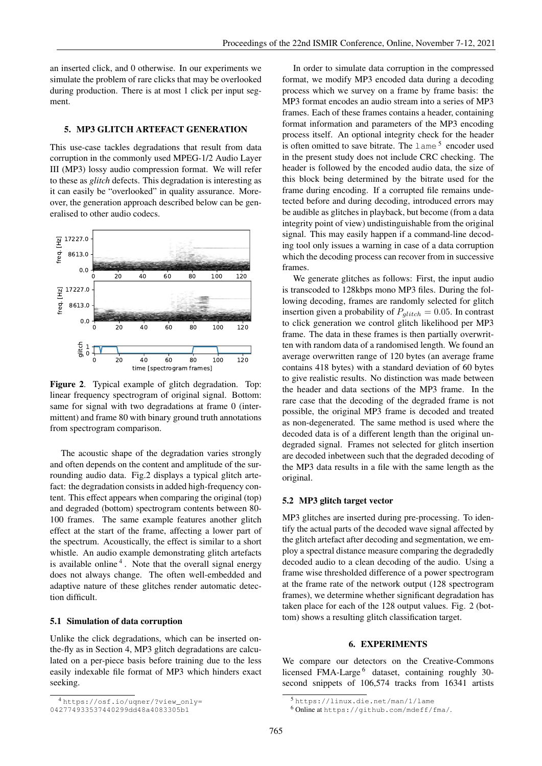an inserted click, and 0 otherwise. In our experiments we simulate the problem of rare clicks that may be overlooked during production. There is at most 1 click per input segment.

## 5. MP3 GLITCH ARTEFACT GENERATION

This use-case tackles degradations that result from data corruption in the commonly used MPEG-1/2 Audio Layer III (MP3) lossy audio compression format. We will refer to these as *glitch* defects. This degradation is interesting as it can easily be "overlooked" in quality assurance. Moreover, the generation approach described below can be generalised to other audio codecs.

**Figure 2**. Typical example of glitch degradation. Top: linear frequency spectrogram of original signal. Bottom: same for signal with two degradations at frame 0 (intermittent) and frame 80 with binary ground truth annotations from spectrogram comparison.

The acoustic shape of the degradation varies strongly and often depends on the content and amplitude of the surrounding audio data. Fig.2 displays a typical glitch artefact: the degradation consists in added high-frequency content. This effect appears when comparing the original (top) and degraded (bottom) spectrogram contents between 80-100 frames. The same example features another glitch effect at the start of the frame, affecting a lower part of the spectrum. Acoustically, the effect is similar to a short whistle. An audio example demonstrating glitch artefacts is available online [4]. Note that the overall signal energy does not always change. The often well-embedded and adaptive nature of these glitches render automatic detection difficult.

### 5.1 Simulation of data corruption

Unlike the click degradations, which can be inserted on-the-fly as in Section 4, MP3 glitch degradations are calculated on a per-piece basis before training due to the less easily indexable file format of MP3 which hinders exact seeking.

In order to simulate data corruption in the compressed format, we modify MP3 encoded data during a decoding process which we survey on a frame by frame basis: the MP3 format encodes an audio stream into a series of MP3 frames. Each of these frames contains a header, containing format information and parameters of the MP3 encoding process itself. An optional integrity check for the header is often omitted to save bitrate. The `lame` [5] encoder used in the present study does not include CRC checking. The header is followed by the encoded audio data, the size of this block being determined by the bitrate used for the frame during encoding. If a corrupted file remains undetected before and during decoding, introduced errors may be audible as glitches in playback, but become (from a data integrity point of view) undistinguishable from the original signal. This may easily happen if a command-line decoding tool only issues a warning in case of a data corruption which the decoding process can recover from in successive frames.

We generate glitches as follows: First, the input audio is transcoded to 128kbps mono MP3 files. During the following decoding, frames are randomly selected for glitch insertion given a probability of $P_{glitch} = 0.05$. In contrast to click generation we control glitch likelihood per MP3 frame. The data in these frames is then partially overwritten with random data of a randomised length. We found an average overwritten range of 120 bytes (an average frame contains 418 bytes) with a standard deviation of 60 bytes to give realistic results. No distinction was made between the header and data sections of the MP3 frame. In the rare case that the decoding of the degraded frame is not possible, the original MP3 frame is decoded and treated as non-degenerated. The same method is used where the decoded data is of a different length than the original undegraded signal. Frames not selected for glitch insertion are decoded inbetween such that the degraded decoding of the MP3 data results in a file with the same length as the original.

### 5.2 MP3 glitch target vector

MP3 glitches are inserted during pre-processing. To identify the actual parts of the decoded wave signal affected by the glitch artefact after decoding and segmentation, we employ a spectral distance measure comparing the degradedly decoded audio to a clean decoding of the audio. Using a frame wise thresholded difference of a power spectrogram at the frame rate of the network output (128 spectrogram frames), we determine whether significant degradation has taken place for each of the 128 output values. Fig. 2 (bottom) shows a resulting glitch classification target.

## 6. EXPERIMENTS

We compare our detectors on the Creative-Commons licensed FMA-Large [6] dataset, containing roughly 30-second snippets of 106,574 tracks from 16341 artists

[4] https://osf.io/uqner/?view_only=042774933537440299dd48a4083305b1

[5] https://linux.die.net/man/1/lame

[6] Online at https://github.com/mdeff/fma/.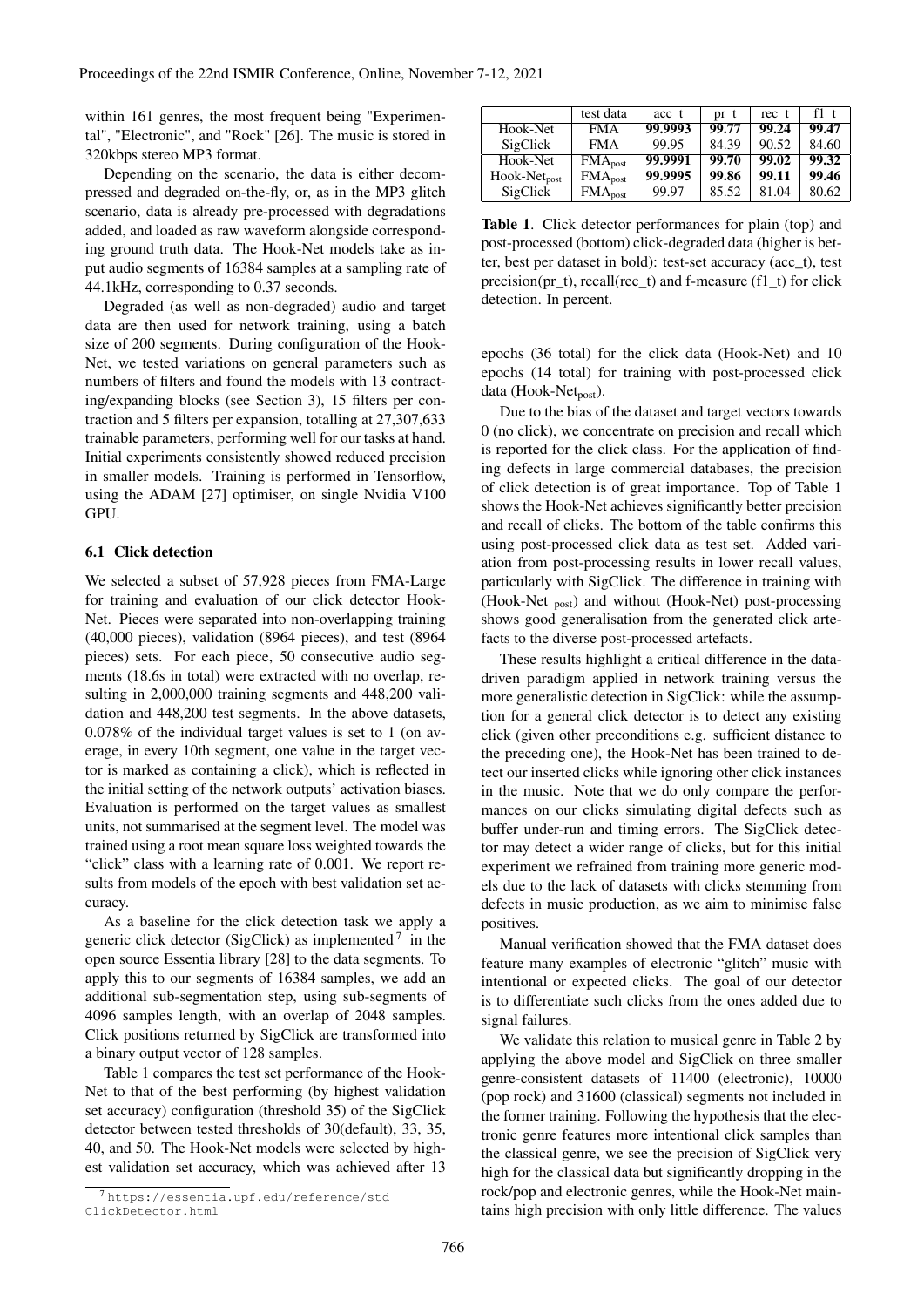within 161 genres, the most frequent being "Experimental", "Electronic", and "Rock" [26]. The music is stored in 320kbps stereo MP3 format.

Depending on the scenario, the data is either decompressed and degraded on-the-fly, or, as in the MP3 glitch scenario, data is already pre-processed with degradations added, and loaded as raw waveform alongside corresponding ground truth data. The Hook-Net models take as input audio segments of 16384 samples at a sampling rate of 44.1kHz, corresponding to 0.37 seconds.

Degraded (as well as non-degraded) audio and target data are then used for network training, using a batch size of 200 segments. During configuration of the Hook-Net, we tested variations on general parameters such as numbers of filters and found the models with 13 contracting/expanding blocks (see Section 3), 15 filters per contraction and 5 filters per expansion, totalling at 27,307,633 trainable parameters, performing well for our tasks at hand. Initial experiments consistently showed reduced precision in smaller models. Training is performed in Tensorflow, using the ADAM [27] optimiser, on single Nvidia V100 GPU.

### 6.1 Click detection

We selected a subset of 57,928 pieces from FMA-Large for training and evaluation of our click detector Hook-Net. Pieces were separated into non-overlapping training (40,000 pieces), validation (8964 pieces), and test (8964 pieces) sets. For each piece, 50 consecutive audio segments (18.6s in total) were extracted with no overlap, resulting in 2,000,000 training segments and 448,200 validation and 448,200 test segments. In the above datasets, 0.078% of the individual target values is set to 1 (on average, in every 10th segment, one value in the target vector is marked as containing a click), which is reflected in the initial setting of the network outputs' activation biases. Evaluation is performed on the target values as smallest units, not summarised at the segment level. The model was trained using a root mean square loss weighted towards the "click" class with a learning rate of 0.001. We report results from models of the epoch with best validation set accuracy.

As a baseline for the click detection task we apply a generic click detector (SigClick) as implemented[7] in the open source Essentia library [28] to the data segments. To apply this to our segments of 16384 samples, we add an additional sub-segmentation step, using sub-segments of 4096 samples length, with an overlap of 2048 samples. Click positions returned by SigClick are transformed into a binary output vector of 128 samples.

Table 1 compares the test set performance of the Hook-Net to that of the best performing (by highest validation set accuracy) configuration (threshold 35) of the SigClick detector between tested thresholds of 30(default), 33, 35, 40, and 50. The Hook-Net models were selected by highest validation set accuracy, which was achieved after 13 epochs (36 total) for the click data (Hook-Net) and 10 epochs (14 total) for training with post-processed click data (Hook-Net$_{post}$).

[7] https://essentia.upf.edu/reference/std_ClickDetector.html

| | test data | acc_t | pr_t | rec_t | f1_t |
|---|---|---|---|---|---|
| Hook-Net | FMA | **99.9993** | **99.77** | **99.24** | **99.47** |
| SigClick | FMA | 99.95 | 84.39 | 90.52 | 84.60 |
| Hook-Net | FMA$_{post}$ | **99.9991** | **99.70** | **99.02** | **99.32** |
| Hook-Net$_{post}$ | FMA$_{post}$ | **99.9995** | **99.86** | **99.11** | **99.46** |
| SigClick | FMA$_{post}$ | 99.97 | 85.52 | 81.04 | 80.62 |

**Table 1**. Click detector performances for plain (top) and post-processed (bottom) click-degraded data (higher is better, best per dataset in bold): test-set accuracy (acc_t), test precision(pr_t), recall(rec_t) and f-measure (f1_t) for click detection. In percent.

Due to the bias of the dataset and target vectors towards 0 (no click), we concentrate on precision and recall which is reported for the click class. For the application of finding defects in large commercial databases, the precision of click detection is of great importance. Top of Table 1 shows the Hook-Net achieves significantly better precision and recall of clicks. The bottom of the table confirms this using post-processed click data as test set. Added variation from post-processing results in lower recall values, particularly with SigClick. The difference in training with (Hook-Net $_{post}$) and without (Hook-Net) post-processing shows good generalisation from the generated click artefacts to the diverse post-processed artefacts.

These results highlight a critical difference in the data-driven paradigm applied in network training versus the more generalistic detection in SigClick: while the assumption for a general click detector is to detect any existing click (given other preconditions e.g. sufficient distance to the preceding one), the Hook-Net has been trained to detect our inserted clicks while ignoring other click instances in the music. Note that we do only compare the performances on our clicks simulating digital defects such as buffer under-run and timing errors. The SigClick detector may detect a wider range of clicks, but for this initial experiment we refrained from training more generic models due to the lack of datasets with clicks stemming from defects in music production, as we aim to minimise false positives.

Manual verification showed that the FMA dataset does feature many examples of electronic "glitch" music with intentional or expected clicks. The goal of our detector is to differentiate such clicks from the ones added due to signal failures.

We validate this relation to musical genre in Table 2 by applying the above model and SigClick on three smaller genre-consistent datasets of 11400 (electronic), 10000 (pop rock) and 31600 (classical) segments not included in the former training. Following the hypothesis that the electronic genre features more intentional click samples than the classical genre, we see the precision of SigClick very high for the classical data but significantly dropping in the rock/pop and electronic genres, while the Hook-Net maintains high precision with only little difference. The values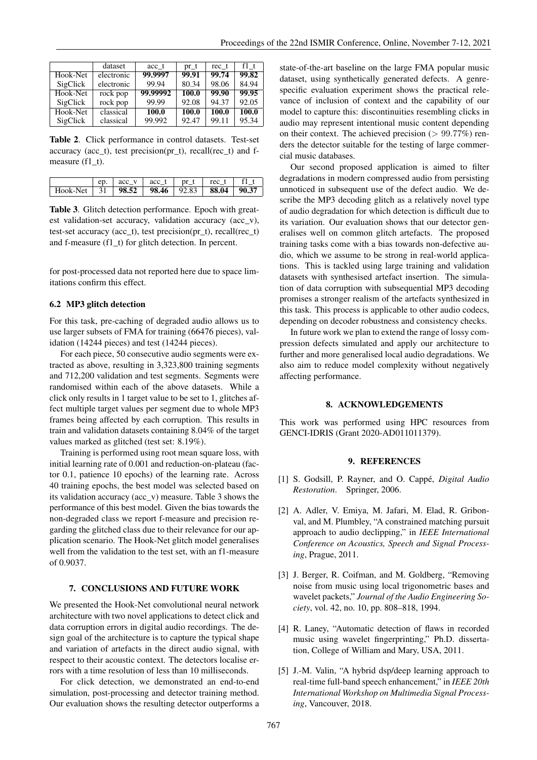|  | dataset | acc_t | pr_t | rec_t | f1_t |
|---|---|---|---|---|---|
| Hook-Net | electronic | **99.9997** | **99.91** | **99.74** | **99.82** |
| SigClick | electronic | 99.94 | 80.34 | 98.06 | 84.94 |
| Hook-Net | rock pop | **99.99992** | **100.0** | **99.90** | **99.95** |
| SigClick | rock pop | 99.99 | 92.08 | 94.37 | 92.05 |
| Hook-Net | classical | **100.0** | **100.0** | **100.0** | **100.0** |
| SigClick | classical | 99.992 | 92.47 | 99.11 | 95.34 |

**Table 2**. Click performance in control datasets. Test-set accuracy (acc_t), test precision(pr_t), recall(rec_t) and f-measure (f1_t).

|  | ep. | acc_v | acc_t | pr_t | rec_t | f1_t |
|---|---|---|---|---|---|---|
| Hook-Net | 31 | **98.52** | **98.46** | 92.83 | **88.04** | **90.37** |

**Table 3**. Glitch detection performance. Epoch with greatest validation-set accuracy, validation accuracy (acc_v), test-set accuracy (acc_t), test precision(pr_t), recall(rec_t) and f-measure (f1_t) for glitch detection. In percent.

for post-processed data not reported here due to space limitations confirm this effect.

### 6.2 MP3 glitch detection

For this task, pre-caching of degraded audio allows us to use larger subsets of FMA for training (66476 pieces), validation (14244 pieces) and test (14244 pieces).

For each piece, 50 consecutive audio segments were extracted as above, resulting in 3,323,800 training segments and 712,200 validation and test segments. Segments were randomised within each of the above datasets. While a click only results in 1 target value to be set to 1, glitches affect multiple target values per segment due to whole MP3 frames being affected by each corruption. This results in train and validation datasets containing 8.04% of the target values marked as glitched (test set: 8.19%).

Training is performed using root mean square loss, with initial learning rate of 0.001 and reduction-on-plateau (factor 0.1, patience 10 epochs) of the learning rate. Across 40 training epochs, the best model was selected based on its validation accuracy (acc_v) measure. Table 3 shows the performance of this best model. Given the bias towards the non-degraded class we report f-measure and precision regarding the glitched class due to their relevance for our application scenario. The Hook-Net glitch model generalises well from the validation to the test set, with an f1-measure of 0.9037.

## 7. CONCLUSIONS AND FUTURE WORK

We presented the Hook-Net convolutional neural network architecture with two novel applications to detect click and data corruption errors in digital audio recordings. The design goal of the architecture is to capture the typical shape and variation of artefacts in the direct audio signal, with respect to their acoustic context. The detectors localise errors with a time resolution of less than 10 milliseconds.

For click detection, we demonstrated an end-to-end simulation, post-processing and detector training method. Our evaluation shows the resulting detector outperforms a state-of-the-art baseline on the large FMA popular music dataset, using synthetically generated defects. A genre-specific evaluation experiment shows the practical relevance of inclusion of context and the capability of our model to capture this: discontinuities resembling clicks in audio may represent intentional music content depending on their context. The achieved precision ($> 99.77\%$) renders the detector suitable for the testing of large commercial music databases.

Our second proposed application is aimed to filter degradations in modern compressed audio from persisting unnoticed in subsequent use of the defect audio. We describe the MP3 decoding glitch as a relatively novel type of audio degradation for which detection is difficult due to its variation. Our evaluation shows that our detector generalises well on common glitch artefacts. The proposed training tasks come with a bias towards non-defective audio, which we assume to be strong in real-world applications. This is tackled using large training and validation datasets with synthesised artefact insertion. The simulation of data corruption with subsequential MP3 decoding promises a stronger realism of the artefacts synthesized in this task. This process is applicable to other audio codecs, depending on decoder robustness and consistency checks.

In future work we plan to extend the range of lossy compression defects simulated and apply our architecture to further and more generalised local audio degradations. We also aim to reduce model complexity without negatively affecting performance.

## 8. ACKNOWLEDGEMENTS

This work was performed using HPC resources from GENCI-IDRIS (Grant 2020-AD011011379).

## 9. REFERENCES

[1] S. Godsill, P. Rayner, and O. Cappé, *Digital Audio Restoration*. Springer, 2006.

[2] A. Adler, V. Emiya, M. Jafari, M. Elad, R. Gribonval, and M. Plumbley, "A constrained matching pursuit approach to audio declipping," in *IEEE International Conference on Acoustics, Speech and Signal Processing*, Prague, 2011.

[3] J. Berger, R. Coifman, and M. Goldberg, "Removing noise from music using local trigonometric bases and wavelet packets," *Journal of the Audio Engineering Society*, vol. 42, no. 10, pp. 808–818, 1994.

[4] R. Laney, "Automatic detection of flaws in recorded music using wavelet fingerprinting," Ph.D. dissertation, College of William and Mary, USA, 2011.

[5] J.-M. Valin, "A hybrid dsp/deep learning approach to real-time full-band speech enhancement," in *IEEE 20th International Workshop on Multimedia Signal Processing*, Vancouver, 2018.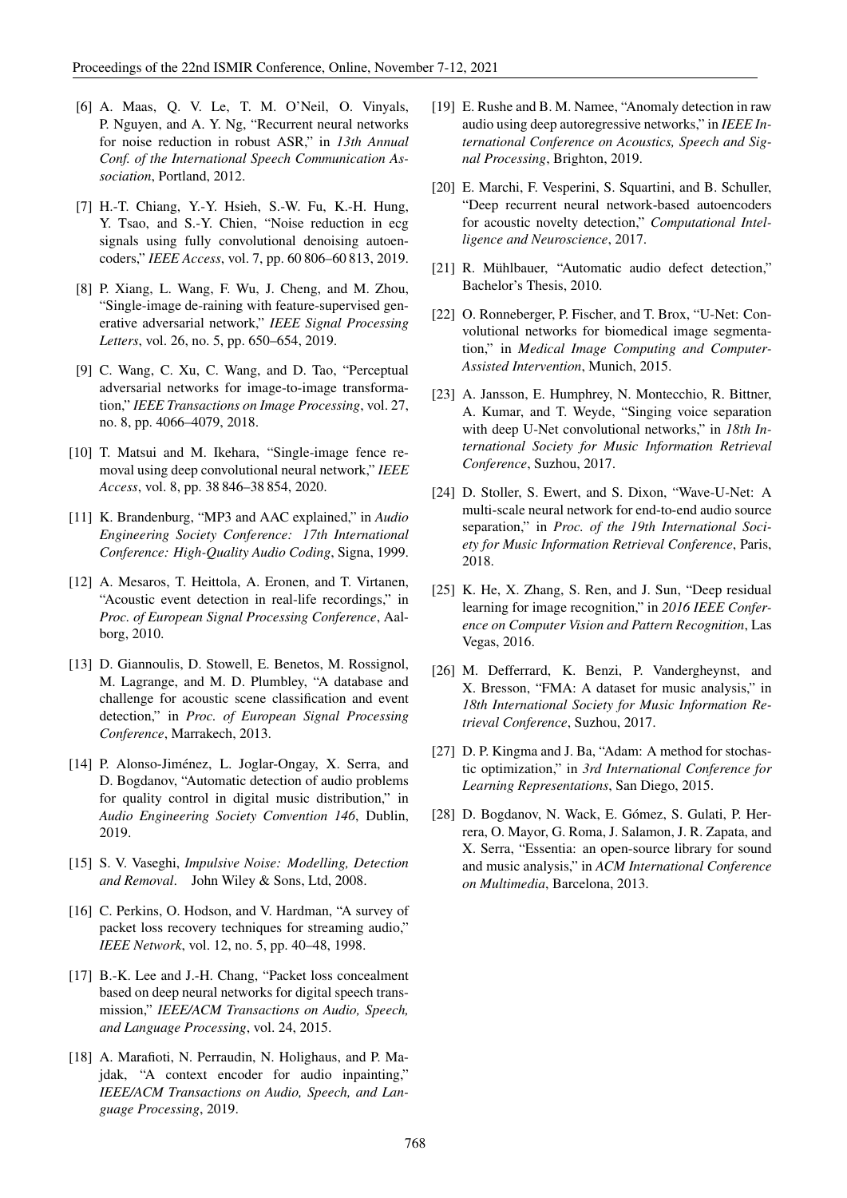[6] A. Maas, Q. V. Le, T. M. O'Neil, O. Vinyals, P. Nguyen, and A. Y. Ng, "Recurrent neural networks for noise reduction in robust ASR," in *13th Annual Conf. of the International Speech Communication Association*, Portland, 2012.

[7] H.-T. Chiang, Y.-Y. Hsieh, S.-W. Fu, K.-H. Hung, Y. Tsao, and S.-Y. Chien, "Noise reduction in ecg signals using fully convolutional denoising autoencoders," *IEEE Access*, vol. 7, pp. 60 806–60 813, 2019.

[8] P. Xiang, L. Wang, F. Wu, J. Cheng, and M. Zhou, "Single-image de-raining with feature-supervised generative adversarial network," *IEEE Signal Processing Letters*, vol. 26, no. 5, pp. 650–654, 2019.

[9] C. Wang, C. Xu, C. Wang, and D. Tao, "Perceptual adversarial networks for image-to-image transformation," *IEEE Transactions on Image Processing*, vol. 27, no. 8, pp. 4066–4079, 2018.

[10] T. Matsui and M. Ikehara, "Single-image fence removal using deep convolutional neural network," *IEEE Access*, vol. 8, pp. 38 846–38 854, 2020.

[11] K. Brandenburg, "MP3 and AAC explained," in *Audio Engineering Society Conference: 17th International Conference: High-Quality Audio Coding*, Signa, 1999.

[12] A. Mesaros, T. Heittola, A. Eronen, and T. Virtanen, "Acoustic event detection in real-life recordings," in *Proc. of European Signal Processing Conference*, Aalborg, 2010.

[13] D. Giannoulis, D. Stowell, E. Benetos, M. Rossignol, M. Lagrange, and M. D. Plumbley, "A database and challenge for acoustic scene classification and event detection," in *Proc. of European Signal Processing Conference*, Marrakech, 2013.

[14] P. Alonso-Jiménez, L. Joglar-Ongay, X. Serra, and D. Bogdanov, "Automatic detection of audio problems for quality control in digital music distribution," in *Audio Engineering Society Convention 146*, Dublin, 2019.

[15] S. V. Vaseghi, *Impulsive Noise: Modelling, Detection and Removal*. John Wiley & Sons, Ltd, 2008.

[16] C. Perkins, O. Hodson, and V. Hardman, "A survey of packet loss recovery techniques for streaming audio," *IEEE Network*, vol. 12, no. 5, pp. 40–48, 1998.

[17] B.-K. Lee and J.-H. Chang, "Packet loss concealment based on deep neural networks for digital speech transmission," *IEEE/ACM Transactions on Audio, Speech, and Language Processing*, vol. 24, 2015.

[18] A. Marafioti, N. Perraudin, N. Holighaus, and P. Majdak, "A context encoder for audio inpainting," *IEEE/ACM Transactions on Audio, Speech, and Language Processing*, 2019.

[19] E. Rushe and B. M. Namee, "Anomaly detection in raw audio using deep autoregressive networks," in *IEEE International Conference on Acoustics, Speech and Signal Processing*, Brighton, 2019.

[20] E. Marchi, F. Vesperini, S. Squartini, and B. Schuller, "Deep recurrent neural network-based autoencoders for acoustic novelty detection," *Computational Intelligence and Neuroscience*, 2017.

[21] R. Mühlbauer, "Automatic audio defect detection," Bachelor's Thesis, 2010.

[22] O. Ronneberger, P. Fischer, and T. Brox, "U-Net: Convolutional networks for biomedical image segmentation," in *Medical Image Computing and Computer-Assisted Intervention*, Munich, 2015.

[23] A. Jansson, E. Humphrey, N. Montecchio, R. Bittner, A. Kumar, and T. Weyde, "Singing voice separation with deep U-Net convolutional networks," in *18th International Society for Music Information Retrieval Conference*, Suzhou, 2017.

[24] D. Stoller, S. Ewert, and S. Dixon, "Wave-U-Net: A multi-scale neural network for end-to-end audio source separation," in *Proc. of the 19th International Society for Music Information Retrieval Conference*, Paris, 2018.

[25] K. He, X. Zhang, S. Ren, and J. Sun, "Deep residual learning for image recognition," in *2016 IEEE Conference on Computer Vision and Pattern Recognition*, Las Vegas, 2016.

[26] M. Defferrard, K. Benzi, P. Vandergheynst, and X. Bresson, "FMA: A dataset for music analysis," in *18th International Society for Music Information Retrieval Conference*, Suzhou, 2017.

[27] D. P. Kingma and J. Ba, "Adam: A method for stochastic optimization," in *3rd International Conference for Learning Representations*, San Diego, 2015.

[28] D. Bogdanov, N. Wack, E. Gómez, S. Gulati, P. Herrera, O. Mayor, G. Roma, J. Salamon, J. R. Zapata, and X. Serra, "Essentia: an open-source library for sound and music analysis," in *ACM International Conference on Multimedia*, Barcelona, 2013.